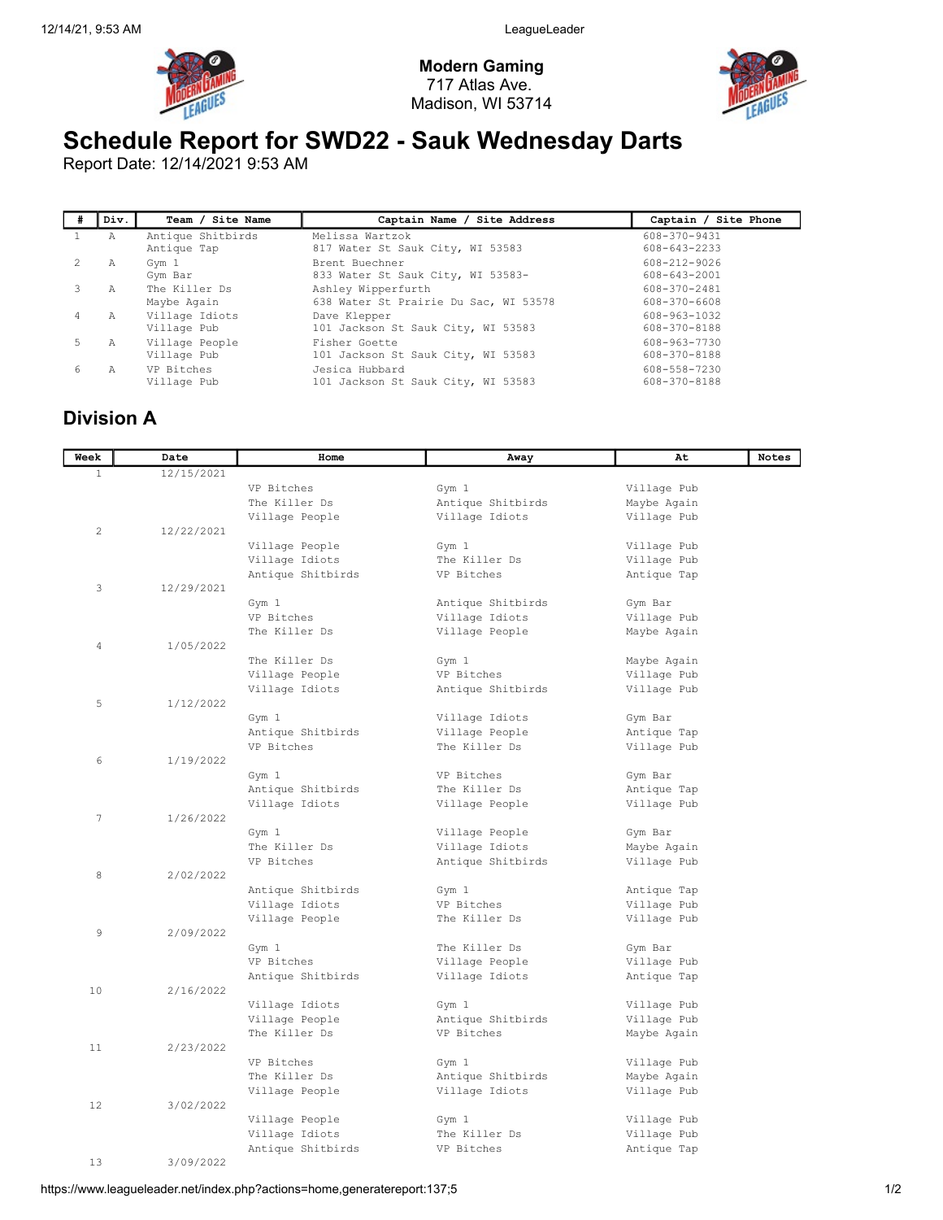**Modern Gaming**
717 Atlas Ave.
Madison, WI 53714

# Schedule Report for SWD22 - Sauk Wednesday Darts

Report Date: 12/14/2021 9:53 AM

| # | Div. | Team / Site Name | Captain Name / Site Address | Captain / Site Phone |
|---|---|---|---|---|
| 1 | A | Antique Shitbirds<br>Antique Tap | Melissa Wartzok<br>817 Water St Sauk City, WI 53583 | 608-370-9431<br>608-643-2233 |
| 2 | A | Gym 1<br>Gym Bar | Brent Buechner<br>833 Water St Sauk City, WI 53583- | 608-212-9026<br>608-643-2001 |
| 3 | A | The Killer Ds<br>Maybe Again | Ashley Wipperfurth<br>638 Water St Prairie Du Sac, WI 53578 | 608-370-2481<br>608-370-6608 |
| 4 | A | Village Idiots<br>Village Pub | Dave Klepper<br>101 Jackson St Sauk City, WI 53583 | 608-963-1032<br>608-370-8188 |
| 5 | A | Village People<br>Village Pub | Fisher Goette<br>101 Jackson St Sauk City, WI 53583 | 608-963-7730<br>608-370-8188 |
| 6 | A | VP Bitches<br>Village Pub | Jesica Hubbard<br>101 Jackson St Sauk City, WI 53583 | 608-558-7230<br>608-370-8188 |

## Division A

| Week | Date | Home | Away | At | Notes |
|---|---|---|---|---|---|
| 1 | 12/15/2021 | | | | |
| | | VP Bitches | Gym 1 | Village Pub | |
| | | The Killer Ds | Antique Shitbirds | Maybe Again | |
| | | Village People | Village Idiots | Village Pub | |
| 2 | 12/22/2021 | | | | |
| | | Village People | Gym 1 | Village Pub | |
| | | Village Idiots | The Killer Ds | Village Pub | |
| | | Antique Shitbirds | VP Bitches | Antique Tap | |
| 3 | 12/29/2021 | | | | |
| | | Gym 1 | Antique Shitbirds | Gym Bar | |
| | | VP Bitches | Village Idiots | Village Pub | |
| | | The Killer Ds | Village People | Maybe Again | |
| 4 | 1/05/2022 | | | | |
| | | The Killer Ds | Gym 1 | Maybe Again | |
| | | Village People | VP Bitches | Village Pub | |
| | | Village Idiots | Antique Shitbirds | Village Pub | |
| 5 | 1/12/2022 | | | | |
| | | Gym 1 | Village Idiots | Gym Bar | |
| | | Antique Shitbirds | Village People | Antique Tap | |
| | | VP Bitches | The Killer Ds | Village Pub | |
| 6 | 1/19/2022 | | | | |
| | | Gym 1 | VP Bitches | Gym Bar | |
| | | Antique Shitbirds | The Killer Ds | Antique Tap | |
| | | Village Idiots | Village People | Village Pub | |
| 7 | 1/26/2022 | | | | |
| | | Gym 1 | Village People | Gym Bar | |
| | | The Killer Ds | Village Idiots | Maybe Again | |
| | | VP Bitches | Antique Shitbirds | Village Pub | |
| 8 | 2/02/2022 | | | | |
| | | Antique Shitbirds | Gym 1 | Antique Tap | |
| | | Village Idiots | VP Bitches | Village Pub | |
| | | Village People | The Killer Ds | Village Pub | |
| 9 | 2/09/2022 | | | | |
| | | Gym 1 | The Killer Ds | Gym Bar | |
| | | VP Bitches | Village People | Village Pub | |
| | | Antique Shitbirds | Village Idiots | Antique Tap | |
| 10 | 2/16/2022 | | | | |
| | | Village Idiots | Gym 1 | Village Pub | |
| | | Village People | Antique Shitbirds | Village Pub | |
| | | The Killer Ds | VP Bitches | Maybe Again | |
| 11 | 2/23/2022 | | | | |
| | | VP Bitches | Gym 1 | Village Pub | |
| | | The Killer Ds | Antique Shitbirds | Maybe Again | |
| | | Village People | Village Idiots | Village Pub | |
| 12 | 3/02/2022 | | | | |
| | | Village People | Gym 1 | Village Pub | |
| | | Village Idiots | The Killer Ds | Village Pub | |
| | | Antique Shitbirds | VP Bitches | Antique Tap | |
| 13 | 3/09/2022 | | | | |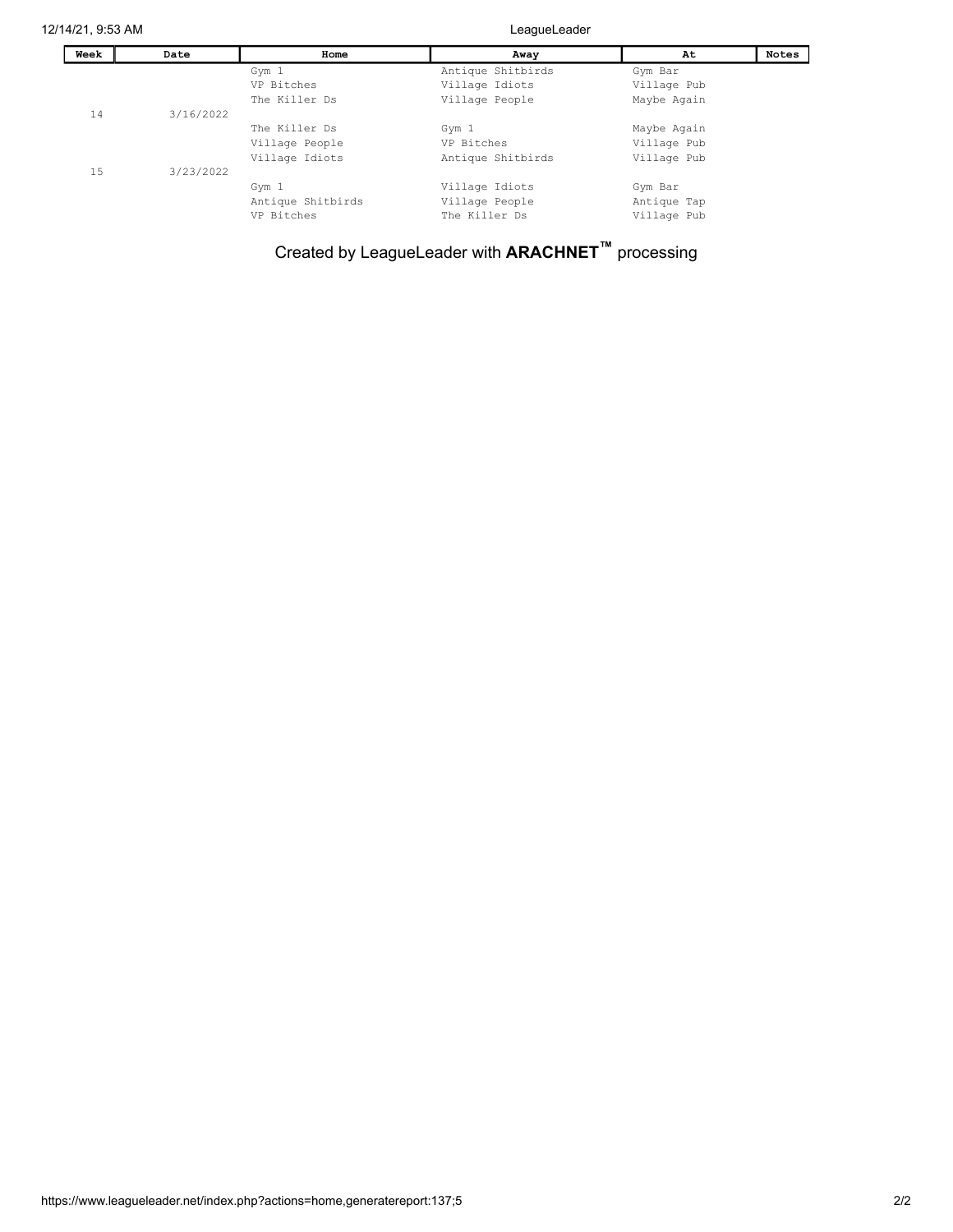| Week | Date | Home | Away | At | Notes |
|---|---|---|---|---|---|
| | | Gym 1 | Antique Shitbirds | Gym Bar | |
| | | VP Bitches | Village Idiots | Village Pub | |
| | | The Killer Ds | Village People | Maybe Again | |
| 14 | 3/16/2022 | | | | |
| | | The Killer Ds | Gym 1 | Maybe Again | |
| | | Village People | VP Bitches | Village Pub | |
| | | Village Idiots | Antique Shitbirds | Village Pub | |
| 15 | 3/23/2022 | | | | |
| | | Gym 1 | Village Idiots | Gym Bar | |
| | | Antique Shitbirds | Village People | Antique Tap | |
| | | VP Bitches | The Killer Ds | Village Pub | |

Created by LeagueLeader with **ARACHNET™** processing